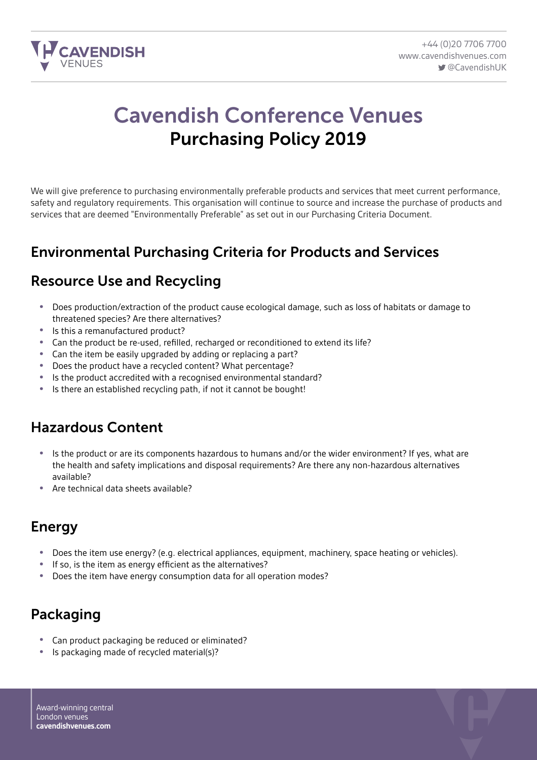# Cavendish Conference Venues

## Purchasing Policy 2019

We will give preference to purchasing environmentally preferable products and services that meet current performance, safety and regulatory requirements. This organisation will continue to source and increase the purchase of products and services that are deemed "Environmentally Preferable" as set out in our Purchasing Criteria Document.

## Environmental Purchasing Criteria for Products and Services

## Resource Use and Recycling

- Does production/extraction of the product cause ecological damage, such as loss of habitats or damage to threatened species? Are there alternatives?
- Is this a remanufactured product?
- Can the product be re-used, refilled, recharged or reconditioned to extend its life?
- Can the item be easily upgraded by adding or replacing a part?
- Does the product have a recycled content? What percentage?
- Is the product accredited with a recognised environmental standard?
- Is there an established recycling path, if not it cannot be bought!

## Hazardous Content

- Is the product or are its components hazardous to humans and/or the wider environment? If yes, what are the health and safety implications and disposal requirements? Are there any non-hazardous alternatives available?
- Are technical data sheets available?

## Energy

- Does the item use energy? (e.g. electrical appliances, equipment, machinery, space heating or vehicles).
- If so, is the item as energy efficient as the alternatives?
- Does the item have energy consumption data for all operation modes?

## Packaging

- Can product packaging be reduced or eliminated?
- Is packaging made of recycled material(s)?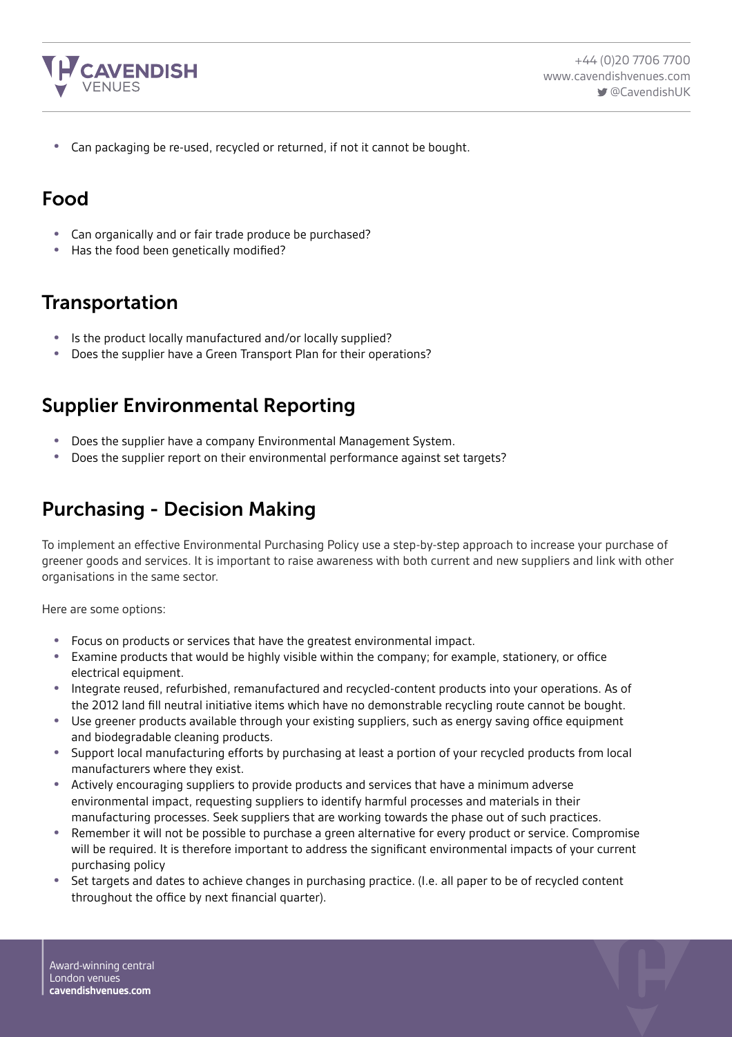- Can packaging be re-used, recycled or returned, if not it cannot be bought.

## Food

- Can organically and or fair trade produce be purchased?
- Has the food been genetically modified?

## Transportation

- Is the product locally manufactured and/or locally supplied?
- Does the supplier have a Green Transport Plan for their operations?

## Supplier Environmental Reporting

- Does the supplier have a company Environmental Management System.
- Does the supplier report on their environmental performance against set targets?

## Purchasing - Decision Making

To implement an effective Environmental Purchasing Policy use a step-by-step approach to increase your purchase of greener goods and services. It is important to raise awareness with both current and new suppliers and link with other organisations in the same sector.

Here are some options:

- Focus on products or services that have the greatest environmental impact.
- Examine products that would be highly visible within the company; for example, stationery, or office electrical equipment.
- Integrate reused, refurbished, remanufactured and recycled-content products into your operations. As of the 2012 land fill neutral initiative items which have no demonstrable recycling route cannot be bought.
- Use greener products available through your existing suppliers, such as energy saving office equipment and biodegradable cleaning products.
- Support local manufacturing efforts by purchasing at least a portion of your recycled products from local manufacturers where they exist.
- Actively encouraging suppliers to provide products and services that have a minimum adverse environmental impact, requesting suppliers to identify harmful processes and materials in their manufacturing processes. Seek suppliers that are working towards the phase out of such practices.
- Remember it will not be possible to purchase a green alternative for every product or service. Compromise will be required. It is therefore important to address the significant environmental impacts of your current purchasing policy
- Set targets and dates to achieve changes in purchasing practice. (I.e. all paper to be of recycled content throughout the office by next financial quarter).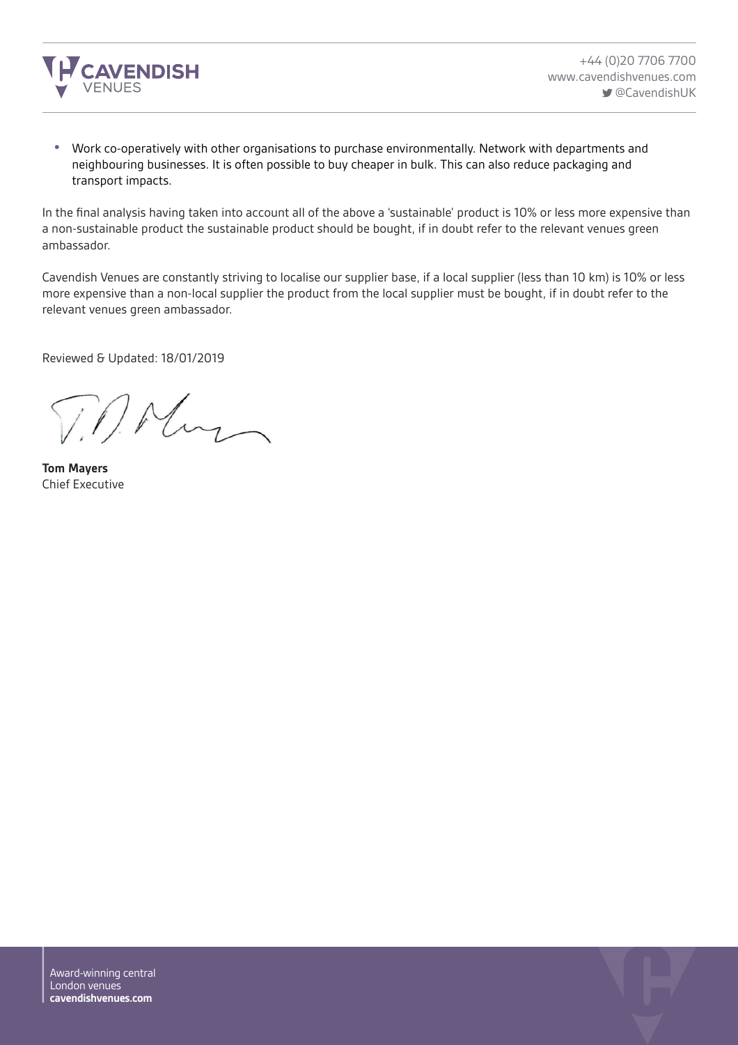- Work co-operatively with other organisations to purchase environmentally. Network with departments and neighbouring businesses. It is often possible to buy cheaper in bulk. This can also reduce packaging and transport impacts.

In the final analysis having taken into account all of the above a 'sustainable' product is 10% or less more expensive than a non-sustainable product the sustainable product should be bought, if in doubt refer to the relevant venues green ambassador.

Cavendish Venues are constantly striving to localise our supplier base, if a local supplier (less than 10 km) is 10% or less more expensive than a non-local supplier the product from the local supplier must be bought, if in doubt refer to the relevant venues green ambassador.

Reviewed & Updated: 18/01/2019

**Tom Mayers**
Chief Executive